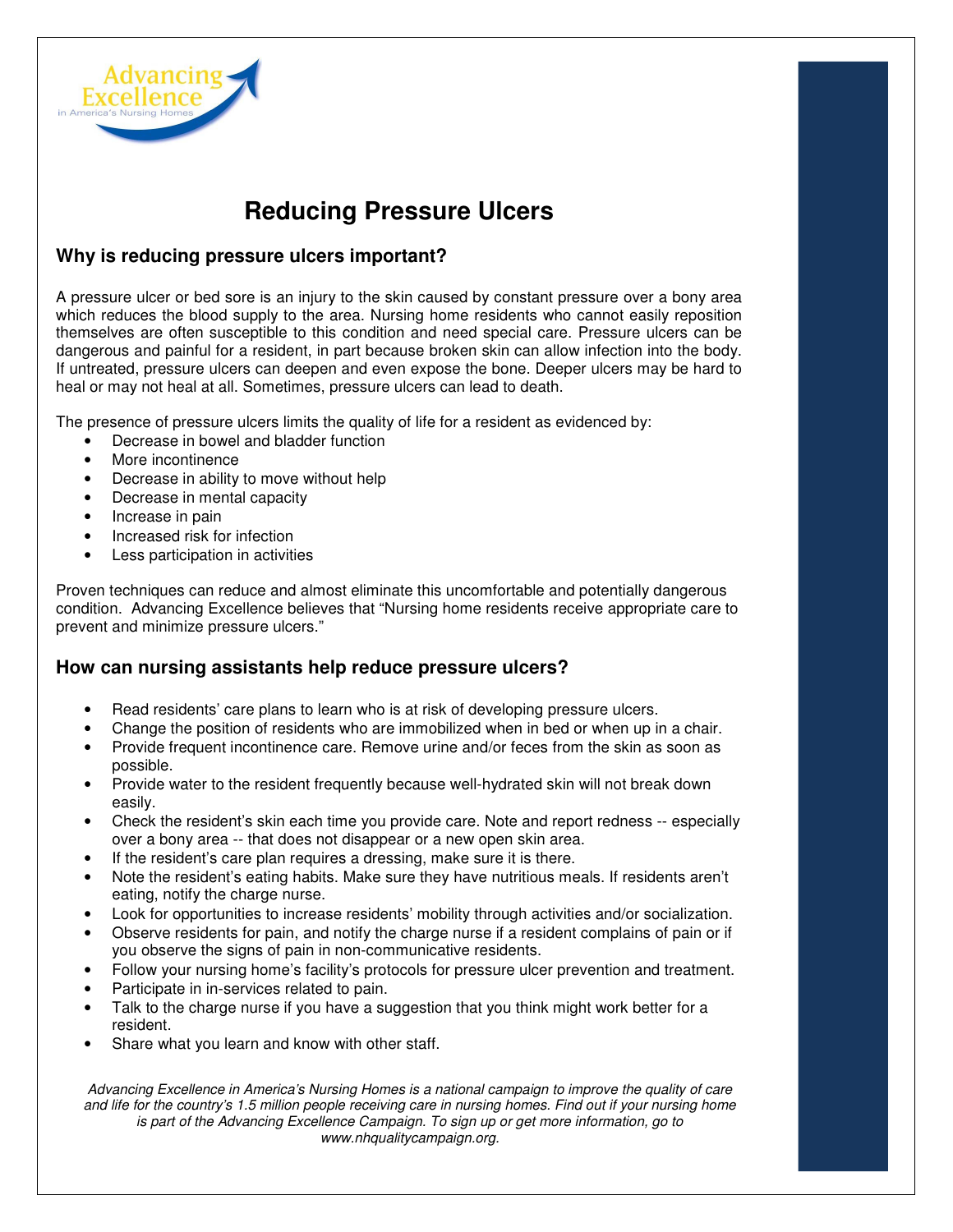Advancing Excellence in America's Nursing Homes

# Reducing Pressure Ulcers

## Why is reducing pressure ulcers important?

A pressure ulcer or bed sore is an injury to the skin caused by constant pressure over a bony area which reduces the blood supply to the area. Nursing home residents who cannot easily reposition themselves are often susceptible to this condition and need special care. Pressure ulcers can be dangerous and painful for a resident, in part because broken skin can allow infection into the body. If untreated, pressure ulcers can deepen and even expose the bone. Deeper ulcers may be hard to heal or may not heal at all. Sometimes, pressure ulcers can lead to death.

The presence of pressure ulcers limits the quality of life for a resident as evidenced by:

- Decrease in bowel and bladder function
- More incontinence
- Decrease in ability to move without help
- Decrease in mental capacity
- Increase in pain
- Increased risk for infection
- Less participation in activities

Proven techniques can reduce and almost eliminate this uncomfortable and potentially dangerous condition. Advancing Excellence believes that "Nursing home residents receive appropriate care to prevent and minimize pressure ulcers."

## How can nursing assistants help reduce pressure ulcers?

- Read residents' care plans to learn who is at risk of developing pressure ulcers.
- Change the position of residents who are immobilized when in bed or when up in a chair.
- Provide frequent incontinence care. Remove urine and/or feces from the skin as soon as possible.
- Provide water to the resident frequently because well-hydrated skin will not break down easily.
- Check the resident's skin each time you provide care. Note and report redness -- especially over a bony area -- that does not disappear or a new open skin area.
- If the resident's care plan requires a dressing, make sure it is there.
- Note the resident's eating habits. Make sure they have nutritious meals. If residents aren't eating, notify the charge nurse.
- Look for opportunities to increase residents' mobility through activities and/or socialization.
- Observe residents for pain, and notify the charge nurse if a resident complains of pain or if you observe the signs of pain in non-communicative residents.
- Follow your nursing home's facility's protocols for pressure ulcer prevention and treatment.
- Participate in in-services related to pain.
- Talk to the charge nurse if you have a suggestion that you think might work better for a resident.
- Share what you learn and know with other staff.

*Advancing Excellence in America's Nursing Homes is a national campaign to improve the quality of care and life for the country's 1.5 million people receiving care in nursing homes. Find out if your nursing home is part of the Advancing Excellence Campaign. To sign up or get more information, go to www.nhqualitycampaign.org.*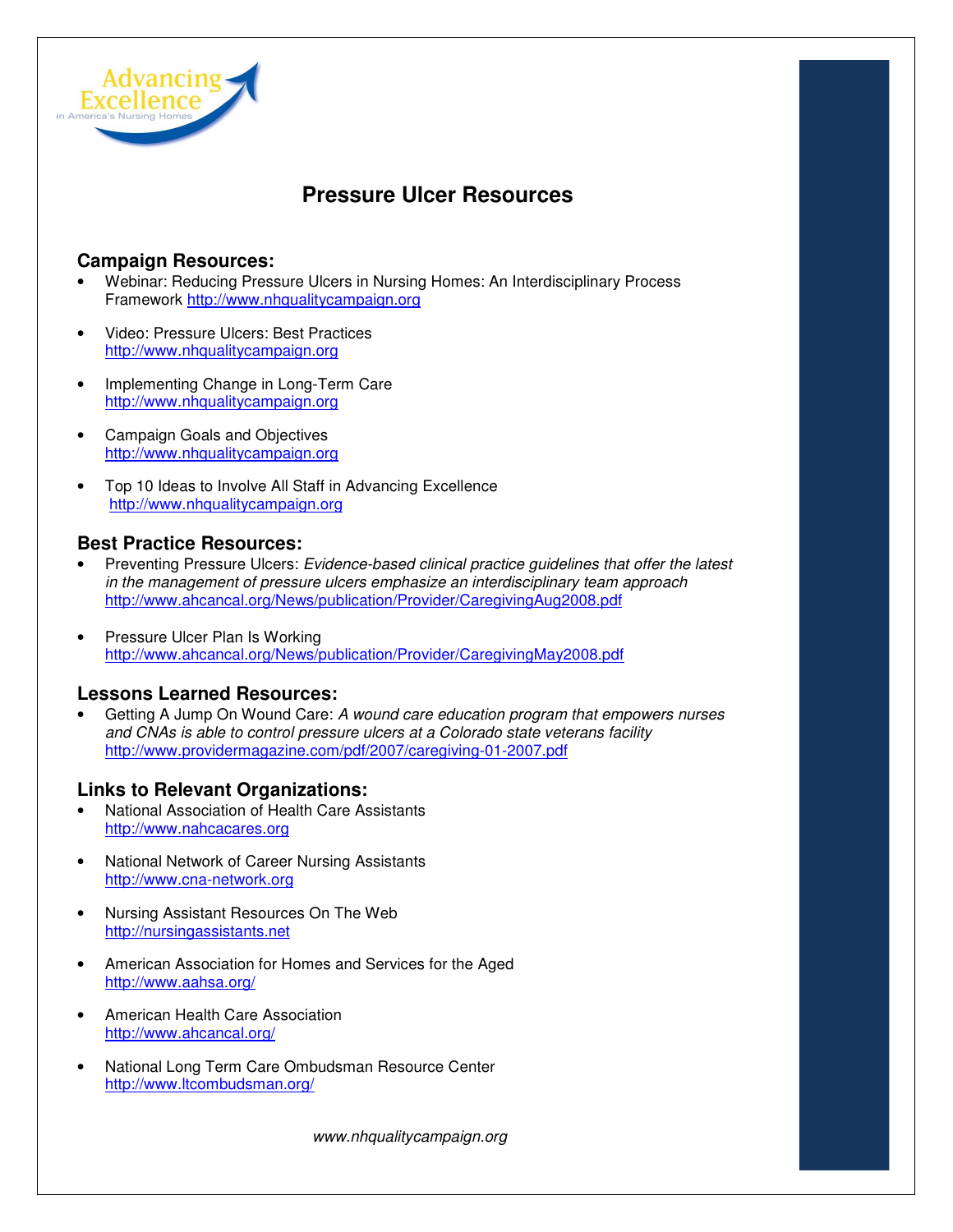# Pressure Ulcer Resources

## Campaign Resources:

- Webinar: Reducing Pressure Ulcers in Nursing Homes: An Interdisciplinary Process Framework http://www.nhqualitycampaign.org
- Video: Pressure Ulcers: Best Practices http://www.nhqualitycampaign.org
- Implementing Change in Long-Term Care http://www.nhqualitycampaign.org
- Campaign Goals and Objectives http://www.nhqualitycampaign.org
- Top 10 Ideas to Involve All Staff in Advancing Excellence http://www.nhqualitycampaign.org

## Best Practice Resources:

- Preventing Pressure Ulcers: *Evidence-based clinical practice guidelines that offer the latest in the management of pressure ulcers emphasize an interdisciplinary team approach* http://www.ahcancal.org/News/publication/Provider/CaregivingAug2008.pdf
- Pressure Ulcer Plan Is Working http://www.ahcancal.org/News/publication/Provider/CaregivingMay2008.pdf

## Lessons Learned Resources:

- Getting A Jump On Wound Care: *A wound care education program that empowers nurses and CNAs is able to control pressure ulcers at a Colorado state veterans facility* http://www.providermagazine.com/pdf/2007/caregiving-01-2007.pdf

## Links to Relevant Organizations:

- National Association of Health Care Assistants http://www.nahcacares.org
- National Network of Career Nursing Assistants http://www.cna-network.org
- Nursing Assistant Resources On The Web http://nursingassistants.net
- American Association for Homes and Services for the Aged http://www.aahsa.org/
- American Health Care Association http://www.ahcancal.org/
- National Long Term Care Ombudsman Resource Center http://www.ltcombudsman.org/